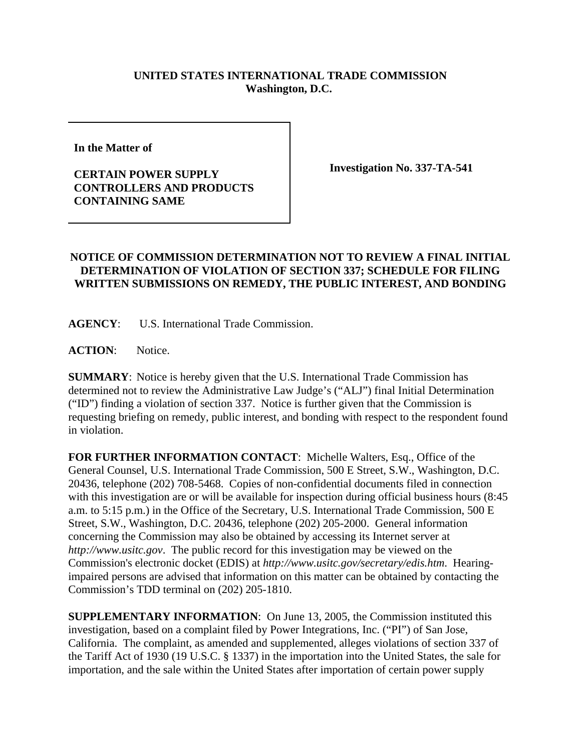**UNITED STATES INTERNATIONAL TRADE COMMISSION**
**Washington, D.C.**

| | |
|---|---|
| **In the Matter of**<br><br>**CERTAIN POWER SUPPLY CONTROLLERS AND PRODUCTS CONTAINING SAME** | **Investigation No. 337-TA-541** |

**NOTICE OF COMMISSION DETERMINATION NOT TO REVIEW A FINAL INITIAL DETERMINATION OF VIOLATION OF SECTION 337; SCHEDULE FOR FILING WRITTEN SUBMISSIONS ON REMEDY, THE PUBLIC INTEREST, AND BONDING**

**AGENCY**: U.S. International Trade Commission.

**ACTION**: Notice.

**SUMMARY**: Notice is hereby given that the U.S. International Trade Commission has determined not to review the Administrative Law Judge's ("ALJ") final Initial Determination ("ID") finding a violation of section 337. Notice is further given that the Commission is requesting briefing on remedy, public interest, and bonding with respect to the respondent found in violation.

**FOR FURTHER INFORMATION CONTACT**: Michelle Walters, Esq., Office of the General Counsel, U.S. International Trade Commission, 500 E Street, S.W., Washington, D.C. 20436, telephone (202) 708-5468. Copies of non-confidential documents filed in connection with this investigation are or will be available for inspection during official business hours (8:45 a.m. to 5:15 p.m.) in the Office of the Secretary, U.S. International Trade Commission, 500 E Street, S.W., Washington, D.C. 20436, telephone (202) 205-2000. General information concerning the Commission may also be obtained by accessing its Internet server at *http://www.usitc.gov*. The public record for this investigation may be viewed on the Commission's electronic docket (EDIS) at *http://www.usitc.gov/secretary/edis.htm*. Hearing-impaired persons are advised that information on this matter can be obtained by contacting the Commission's TDD terminal on (202) 205-1810.

**SUPPLEMENTARY INFORMATION**: On June 13, 2005, the Commission instituted this investigation, based on a complaint filed by Power Integrations, Inc. ("PI") of San Jose, California. The complaint, as amended and supplemented, alleges violations of section 337 of the Tariff Act of 1930 (19 U.S.C. § 1337) in the importation into the United States, the sale for importation, and the sale within the United States after importation of certain power supply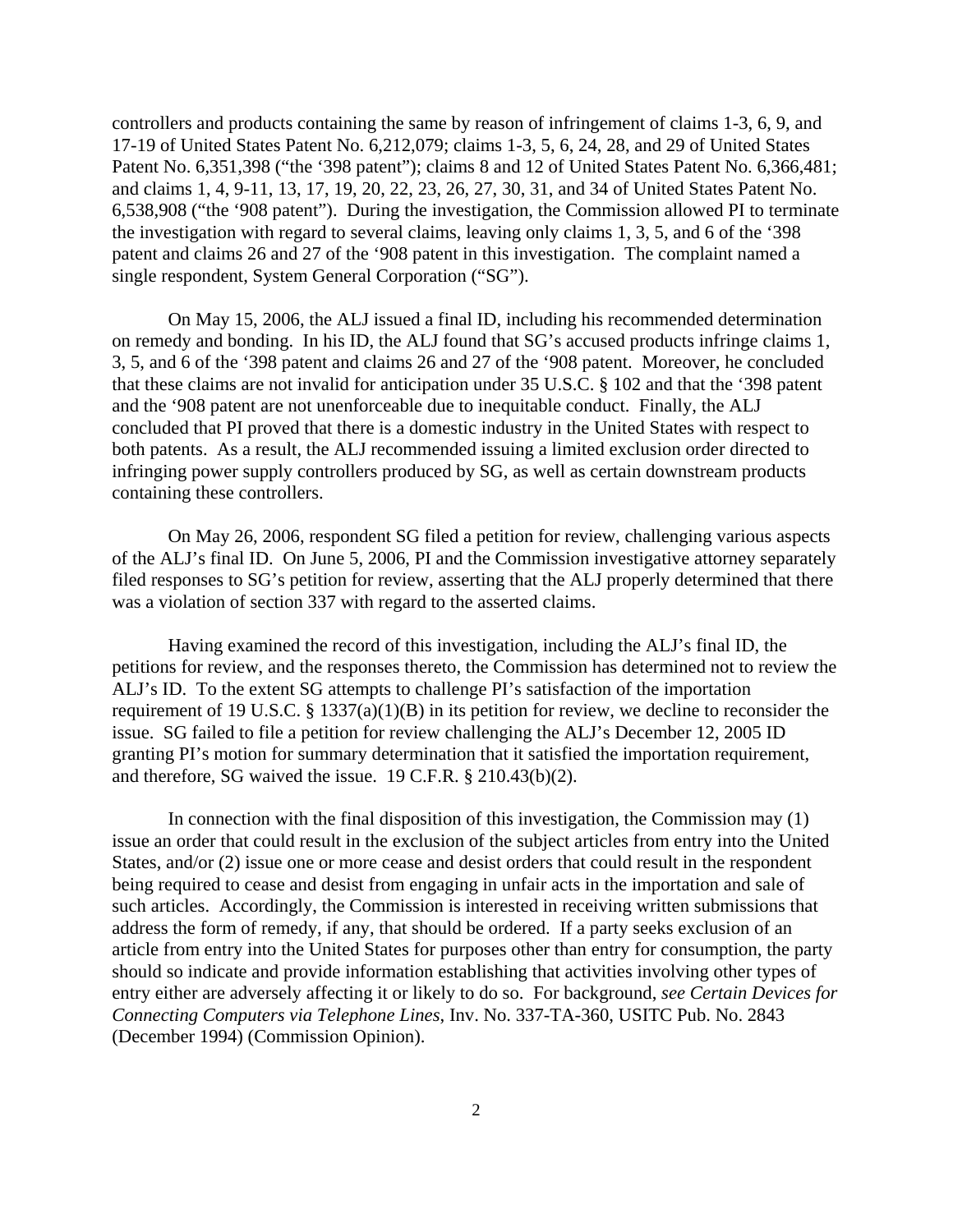controllers and products containing the same by reason of infringement of claims 1-3, 6, 9, and 17-19 of United States Patent No. 6,212,079; claims 1-3, 5, 6, 24, 28, and 29 of United States Patent No. 6,351,398 ("the '398 patent"); claims 8 and 12 of United States Patent No. 6,366,481; and claims 1, 4, 9-11, 13, 17, 19, 20, 22, 23, 26, 27, 30, 31, and 34 of United States Patent No. 6,538,908 ("the '908 patent"). During the investigation, the Commission allowed PI to terminate the investigation with regard to several claims, leaving only claims 1, 3, 5, and 6 of the '398 patent and claims 26 and 27 of the '908 patent in this investigation. The complaint named a single respondent, System General Corporation ("SG").

On May 15, 2006, the ALJ issued a final ID, including his recommended determination on remedy and bonding. In his ID, the ALJ found that SG's accused products infringe claims 1, 3, 5, and 6 of the '398 patent and claims 26 and 27 of the '908 patent. Moreover, he concluded that these claims are not invalid for anticipation under 35 U.S.C. § 102 and that the '398 patent and the '908 patent are not unenforceable due to inequitable conduct. Finally, the ALJ concluded that PI proved that there is a domestic industry in the United States with respect to both patents. As a result, the ALJ recommended issuing a limited exclusion order directed to infringing power supply controllers produced by SG, as well as certain downstream products containing these controllers.

On May 26, 2006, respondent SG filed a petition for review, challenging various aspects of the ALJ's final ID. On June 5, 2006, PI and the Commission investigative attorney separately filed responses to SG's petition for review, asserting that the ALJ properly determined that there was a violation of section 337 with regard to the asserted claims.

Having examined the record of this investigation, including the ALJ's final ID, the petitions for review, and the responses thereto, the Commission has determined not to review the ALJ's ID. To the extent SG attempts to challenge PI's satisfaction of the importation requirement of 19 U.S.C. § 1337(a)(1)(B) in its petition for review, we decline to reconsider the issue. SG failed to file a petition for review challenging the ALJ's December 12, 2005 ID granting PI's motion for summary determination that it satisfied the importation requirement, and therefore, SG waived the issue. 19 C.F.R. § 210.43(b)(2).

In connection with the final disposition of this investigation, the Commission may (1) issue an order that could result in the exclusion of the subject articles from entry into the United States, and/or (2) issue one or more cease and desist orders that could result in the respondent being required to cease and desist from engaging in unfair acts in the importation and sale of such articles. Accordingly, the Commission is interested in receiving written submissions that address the form of remedy, if any, that should be ordered. If a party seeks exclusion of an article from entry into the United States for purposes other than entry for consumption, the party should so indicate and provide information establishing that activities involving other types of entry either are adversely affecting it or likely to do so. For background, *see Certain Devices for Connecting Computers via Telephone Lines*, Inv. No. 337-TA-360, USITC Pub. No. 2843 (December 1994) (Commission Opinion).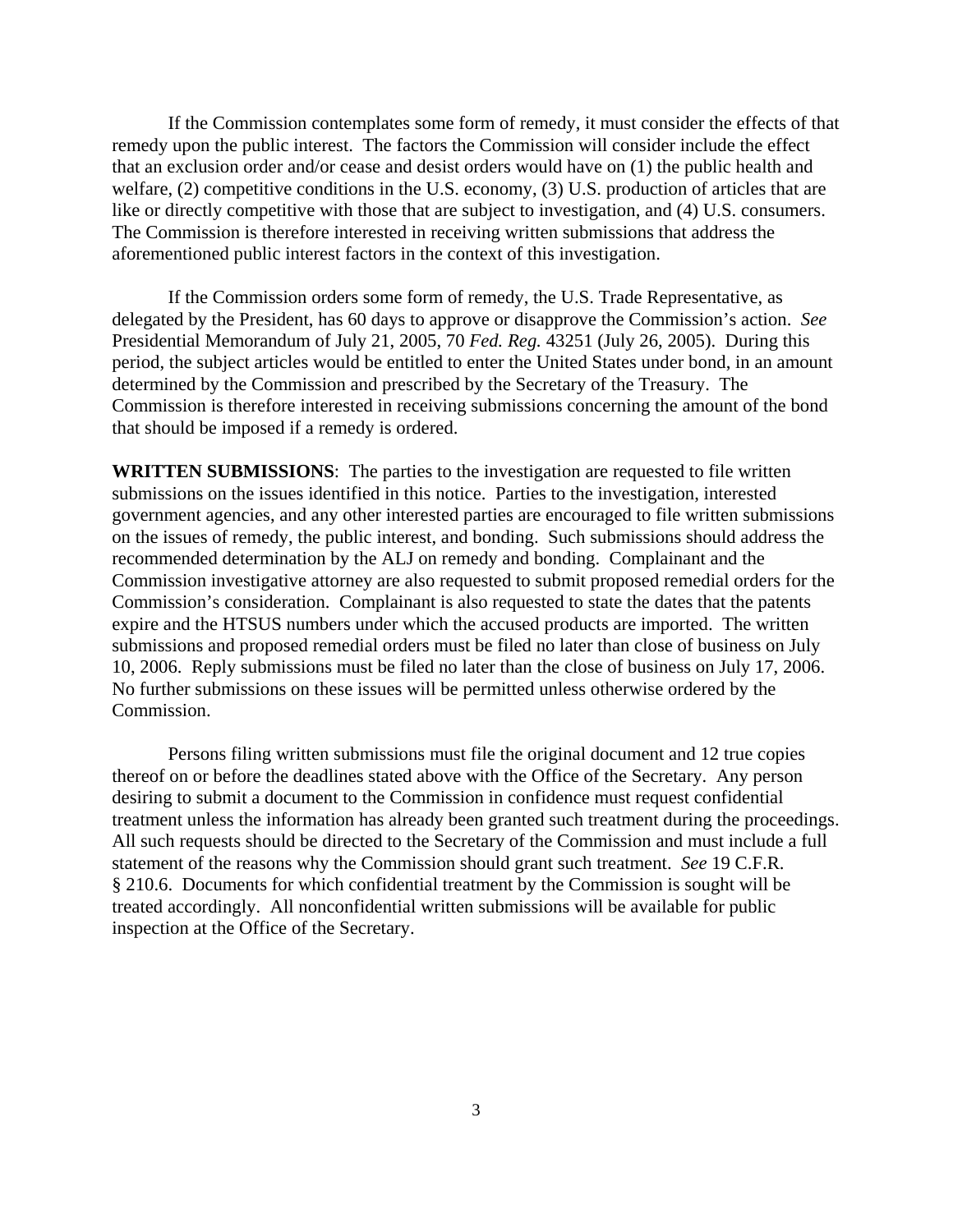If the Commission contemplates some form of remedy, it must consider the effects of that remedy upon the public interest. The factors the Commission will consider include the effect that an exclusion order and/or cease and desist orders would have on (1) the public health and welfare, (2) competitive conditions in the U.S. economy, (3) U.S. production of articles that are like or directly competitive with those that are subject to investigation, and (4) U.S. consumers. The Commission is therefore interested in receiving written submissions that address the aforementioned public interest factors in the context of this investigation.

If the Commission orders some form of remedy, the U.S. Trade Representative, as delegated by the President, has 60 days to approve or disapprove the Commission's action. *See* Presidential Memorandum of July 21, 2005, 70 *Fed. Reg.* 43251 (July 26, 2005). During this period, the subject articles would be entitled to enter the United States under bond, in an amount determined by the Commission and prescribed by the Secretary of the Treasury. The Commission is therefore interested in receiving submissions concerning the amount of the bond that should be imposed if a remedy is ordered.

**WRITTEN SUBMISSIONS**: The parties to the investigation are requested to file written submissions on the issues identified in this notice. Parties to the investigation, interested government agencies, and any other interested parties are encouraged to file written submissions on the issues of remedy, the public interest, and bonding. Such submissions should address the recommended determination by the ALJ on remedy and bonding. Complainant and the Commission investigative attorney are also requested to submit proposed remedial orders for the Commission's consideration. Complainant is also requested to state the dates that the patents expire and the HTSUS numbers under which the accused products are imported. The written submissions and proposed remedial orders must be filed no later than close of business on July 10, 2006. Reply submissions must be filed no later than the close of business on July 17, 2006. No further submissions on these issues will be permitted unless otherwise ordered by the Commission.

Persons filing written submissions must file the original document and 12 true copies thereof on or before the deadlines stated above with the Office of the Secretary. Any person desiring to submit a document to the Commission in confidence must request confidential treatment unless the information has already been granted such treatment during the proceedings. All such requests should be directed to the Secretary of the Commission and must include a full statement of the reasons why the Commission should grant such treatment. *See* 19 C.F.R. § 210.6. Documents for which confidential treatment by the Commission is sought will be treated accordingly. All nonconfidential written submissions will be available for public inspection at the Office of the Secretary.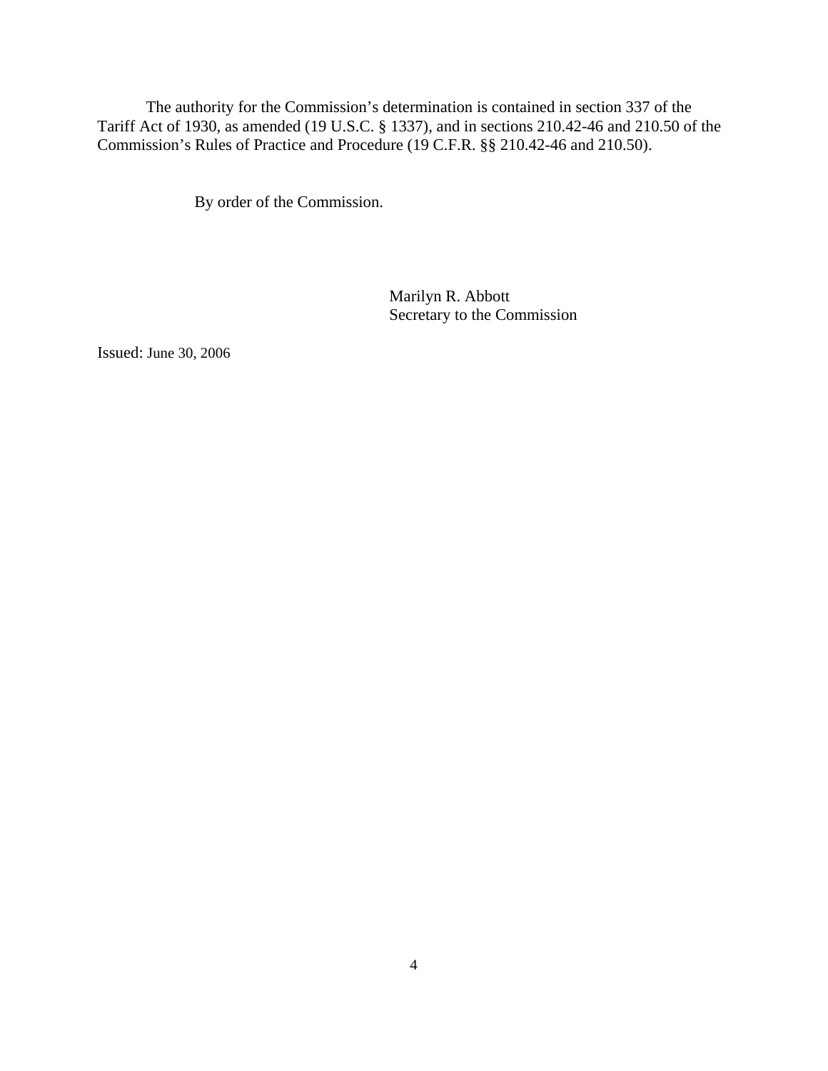The authority for the Commission's determination is contained in section 337 of the Tariff Act of 1930, as amended (19 U.S.C. § 1337), and in sections 210.42-46 and 210.50 of the Commission's Rules of Practice and Procedure (19 C.F.R. §§ 210.42-46 and 210.50).

By order of the Commission.

Marilyn R. Abbott
Secretary to the Commission

Issued: June 30, 2006